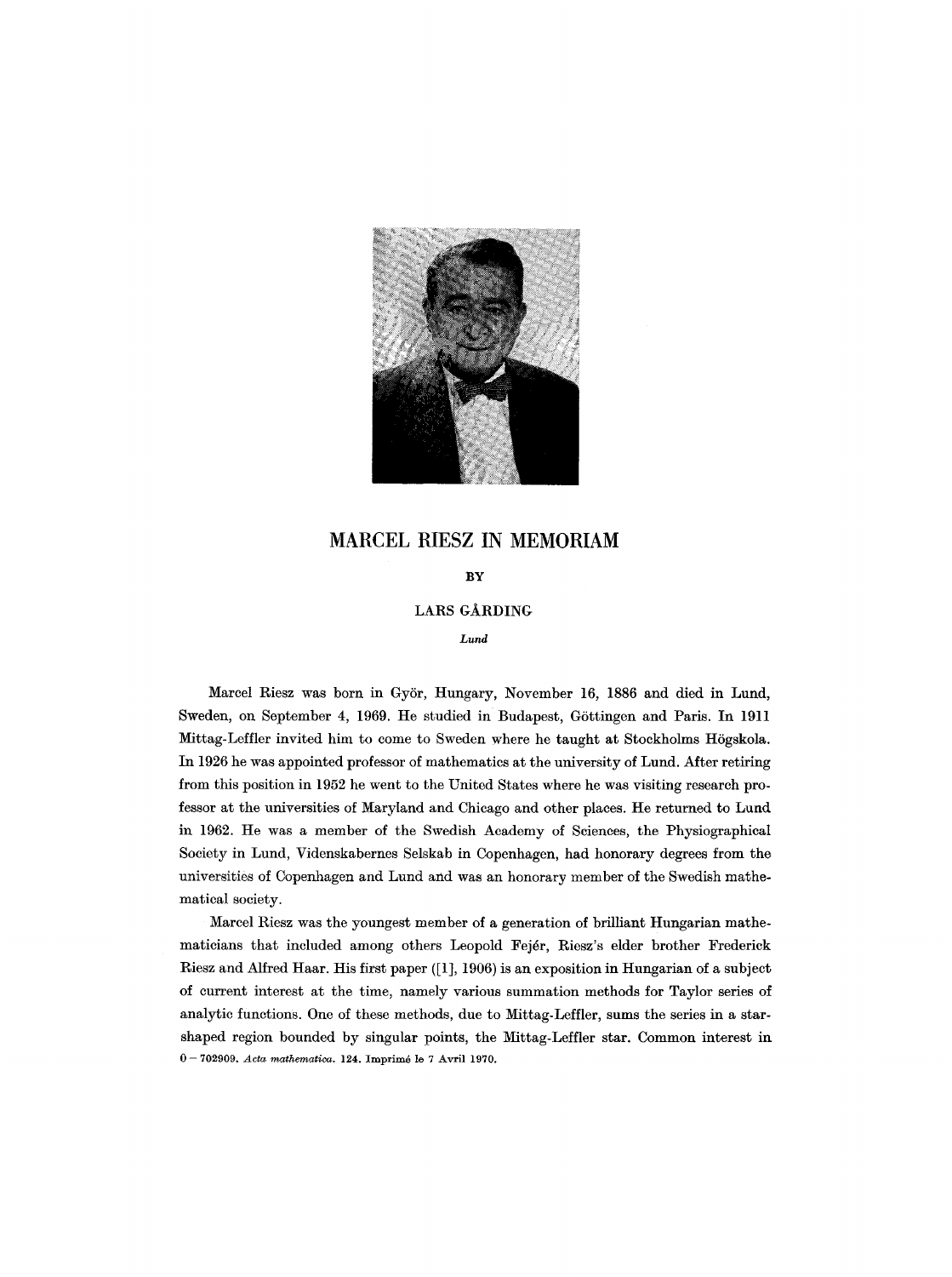# MARCEL RIESZ IN MEMORIAM

BY

LARS GÅRDING

*Lund*

Marcel Riesz was born in Györ, Hungary, November 16, 1886 and died in Lund, Sweden, on September 4, 1969. He studied in Budapest, Göttingen and Paris. In 1911 Mittag-Leffler invited him to come to Sweden where he taught at Stockholms Högskola. In 1926 he was appointed professor of mathematics at the university of Lund. After retiring from this position in 1952 he went to the United States where he was visiting research professor at the universities of Maryland and Chicago and other places. He returned to Lund in 1962. He was a member of the Swedish Academy of Sciences, the Physiographical Society in Lund, Videnskabernes Selskab in Copenhagen, had honorary degrees from the universities of Copenhagen and Lund and was an honorary member of the Swedish mathematical society.

Marcel Riesz was the youngest member of a generation of brilliant Hungarian mathematicians that included among others Leopold Fejér, Riesz's elder brother Frederick Riesz and Alfred Haar. His first paper ([1], 1906) is an exposition in Hungarian of a subject of current interest at the time, namely various summation methods for Taylor series of analytic functions. One of these methods, due to Mittag-Leffler, sums the series in a star-shaped region bounded by singular points, the Mittag-Leffler star. Common interest in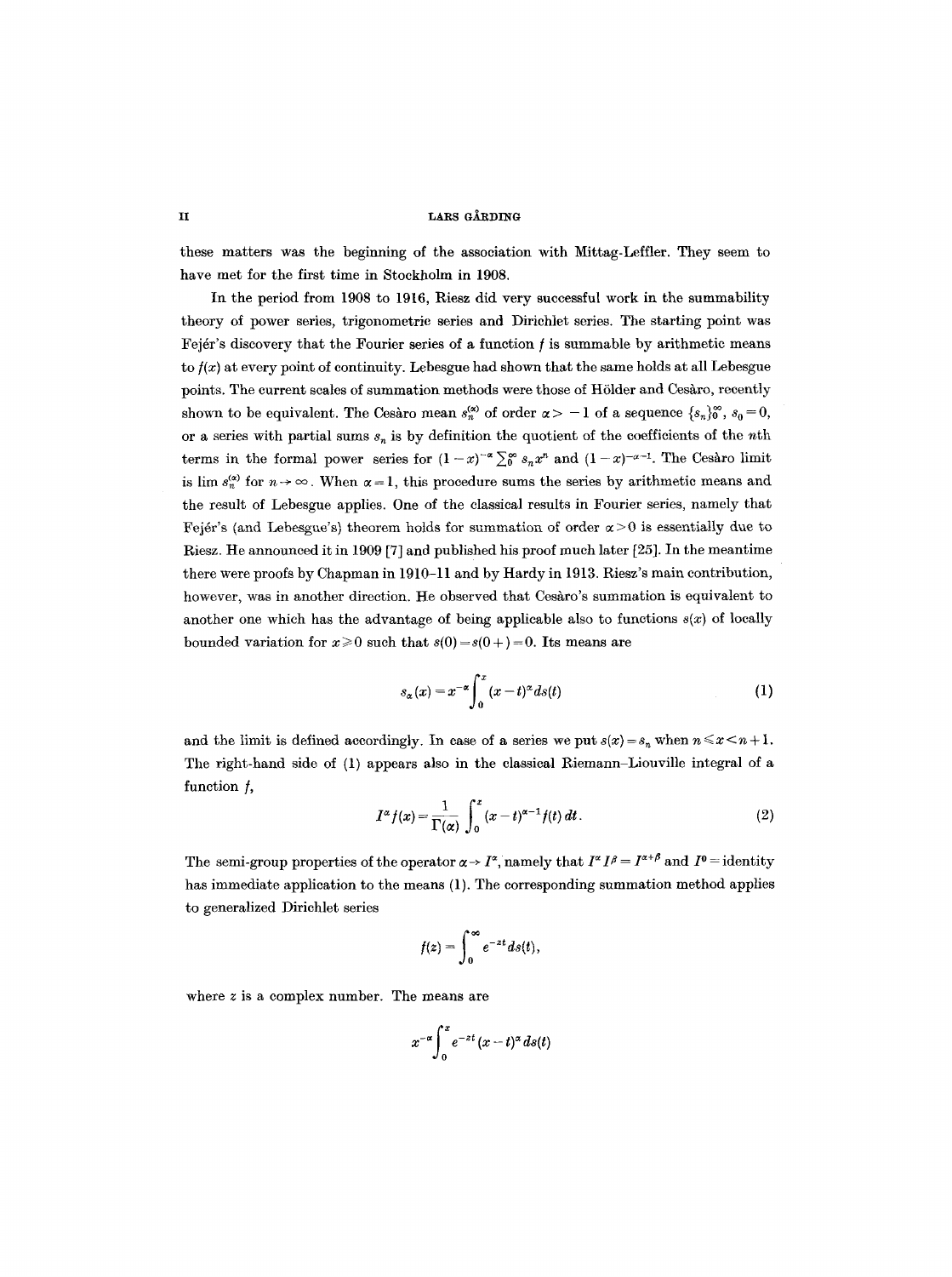these matters was the beginning of the association with Mittag-Leffler. They seem to have met for the first time in Stockholm in 1908.

In the period from 1908 to 1916, Riesz did very successful work in the summability theory of power series, trigonometric series and Dirichlet series. The starting point was Fejér's discovery that the Fourier series of a function $f$ is summable by arithmetic means to $f(x)$ at every point of continuity. Lebesgue had shown that the same holds at all Lebesgue points. The current scales of summation methods were those of Hölder and Cesàro, recently shown to be equivalent. The Cesàro mean $s_n^{(\alpha)}$ of order $\alpha > -1$ of a sequence $\{s_n\}_0^\infty$, $s_0 = 0$, or a series with partial sums $s_n$ is by definition the quotient of the coefficients of the $n$th terms in the formal power series for $(1-x)^{-\alpha}\sum_0^\infty s_n x^n$ and $(1-x)^{-\alpha-1}$. The Cesàro limit is $\lim s_n^{(\alpha)}$ for $n \to \infty$. When $\alpha = 1$, this procedure sums the series by arithmetic means and the result of Lebesgue applies. One of the classical results in Fourier series, namely that Fejér's (and Lebesgue's) theorem holds for summation of order $\alpha > 0$ is essentially due to Riesz. He announced it in 1909 [7] and published his proof much later [25]. In the meantime there were proofs by Chapman in 1910–11 and by Hardy in 1913. Riesz's main contribution, however, was in another direction. He observed that Cesàro's summation is equivalent to another one which has the advantage of being applicable also to functions $s(x)$ of locally bounded variation for $x \geq 0$ such that $s(0) = s(0+) = 0$. Its means are

$$s_\alpha(x) = x^{-\alpha}\int_0^x (x-t)^\alpha ds(t) \tag{1}$$

and the limit is defined accordingly. In case of a series we put $s(x) = s_n$ when $n \leq x < n+1$. The right-hand side of (1) appears also in the classical Riemann–Liouville integral of a function $f$,

$$I^\alpha f(x) = \frac{1}{\Gamma(\alpha)}\int_0^x (x-t)^{\alpha-1} f(t)\, dt. \tag{2}$$

The semi-group properties of the operator $\alpha \to I^\alpha$, namely that $I^\alpha I^\beta = I^{\alpha+\beta}$ and $I^0 =$ identity has immediate application to the means (1). The corresponding summation method applies to generalized Dirichlet series

$$f(z) = \int_0^\infty e^{-zt} ds(t),$$

where $z$ is a complex number. The means are

$$x^{-\alpha}\int_0^x e^{-zt}(x-t)^\alpha ds(t)$$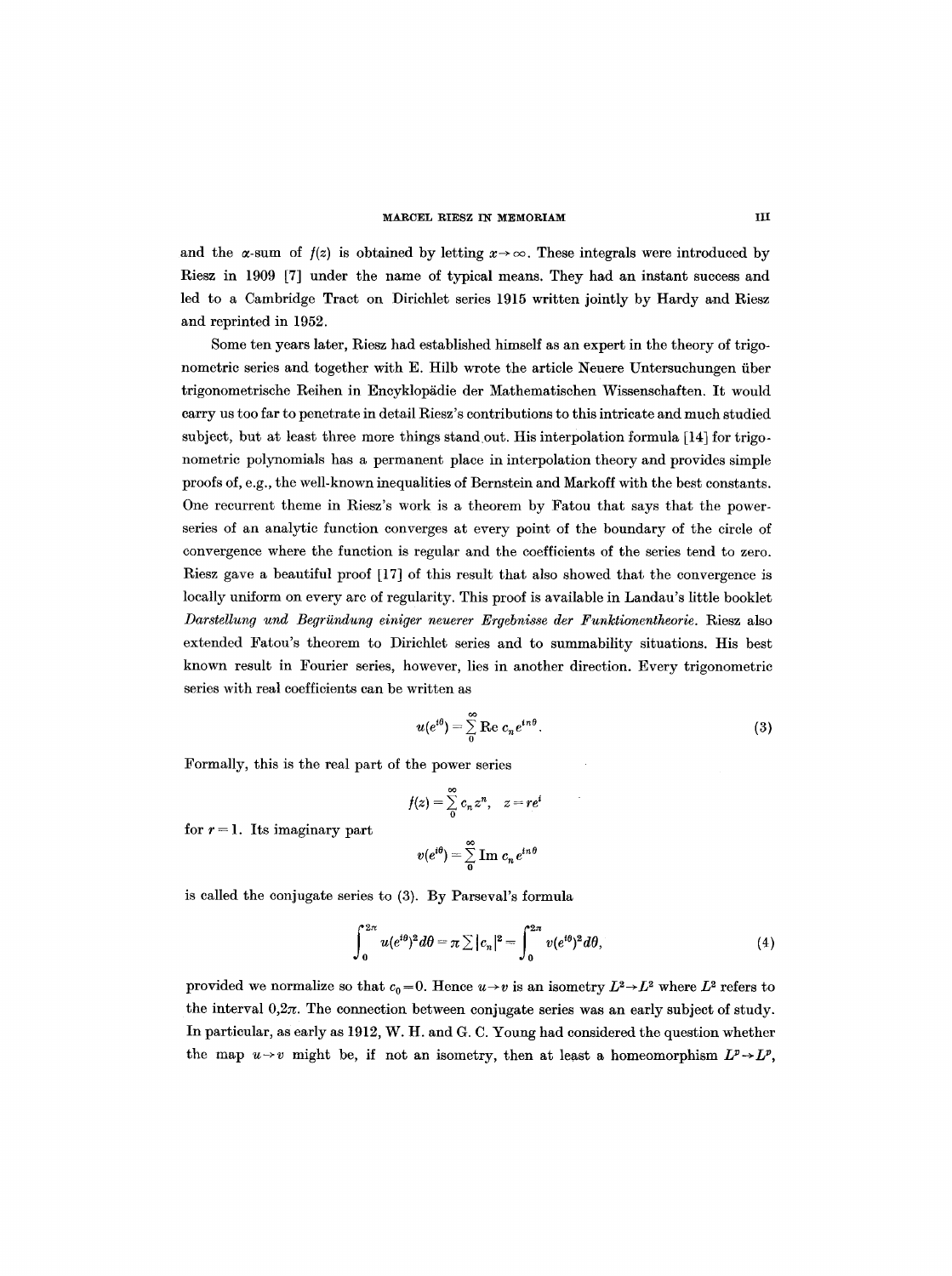and the $\alpha$-sum of $f(z)$ is obtained by letting $x \to \infty$. These integrals were introduced by Riesz in 1909 [7] under the name of typical means. They had an instant success and led to a Cambridge Tract on Dirichlet series 1915 written jointly by Hardy and Riesz and reprinted in 1952.

Some ten years later, Riesz had established himself as an expert in the theory of trigonometric series and together with E. Hilb wrote the article Neuere Untersuchungen über trigonometrische Reihen in Encyklopädie der Mathematischen Wissenschaften. It would carry us too far to penetrate in detail Riesz's contributions to this intricate and much studied subject, but at least three more things stand out. His interpolation formula [14] for trigonometric polynomials has a permanent place in interpolation theory and provides simple proofs of, e.g., the well-known inequalities of Bernstein and Markoff with the best constants. One recurrent theme in Riesz's work is a theorem by Fatou that says that the power-series of an analytic function converges at every point of the boundary of the circle of convergence where the function is regular and the coefficients of the series tend to zero. Riesz gave a beautiful proof [17] of this result that also showed that the convergence is locally uniform on every arc of regularity. This proof is available in Landau's little booklet *Darstellung und Begründung einiger neuerer Ergebnisse der Funktionentheorie*. Riesz also extended Fatou's theorem to Dirichlet series and to summability situations. His best known result in Fourier series, however, lies in another direction. Every trigonometric series with real coefficients can be written as

$$u(e^{i\theta}) = \sum_0^\infty \operatorname{Re} c_n e^{in\theta}. \tag{3}$$

Formally, this is the real part of the power series

$$f(z) = \sum_0^\infty c_n z^n, \quad z = re^{i}$$

for $r = 1$. Its imaginary part

$$v(e^{i\theta}) = \sum_0^\infty \operatorname{Im} c_n e^{in\theta}$$

is called the conjugate series to (3). By Parseval's formula

$$\int_0^{2\pi} u(e^{i\theta})^2 d\theta = \pi \sum |c_n|^2 = \int_0^{2\pi} v(e^{i\theta})^2 d\theta, \tag{4}$$

provided we normalize so that $c_0 = 0$. Hence $u \to v$ is an isometry $L^2 \to L^2$ where $L^2$ refers to the interval $0, 2\pi$. The connection between conjugate series was an early subject of study. In particular, as early as 1912, W. H. and G. C. Young had considered the question whether the map $u \to v$ might be, if not an isometry, then at least a homeomorphism $L^p \to L^p$,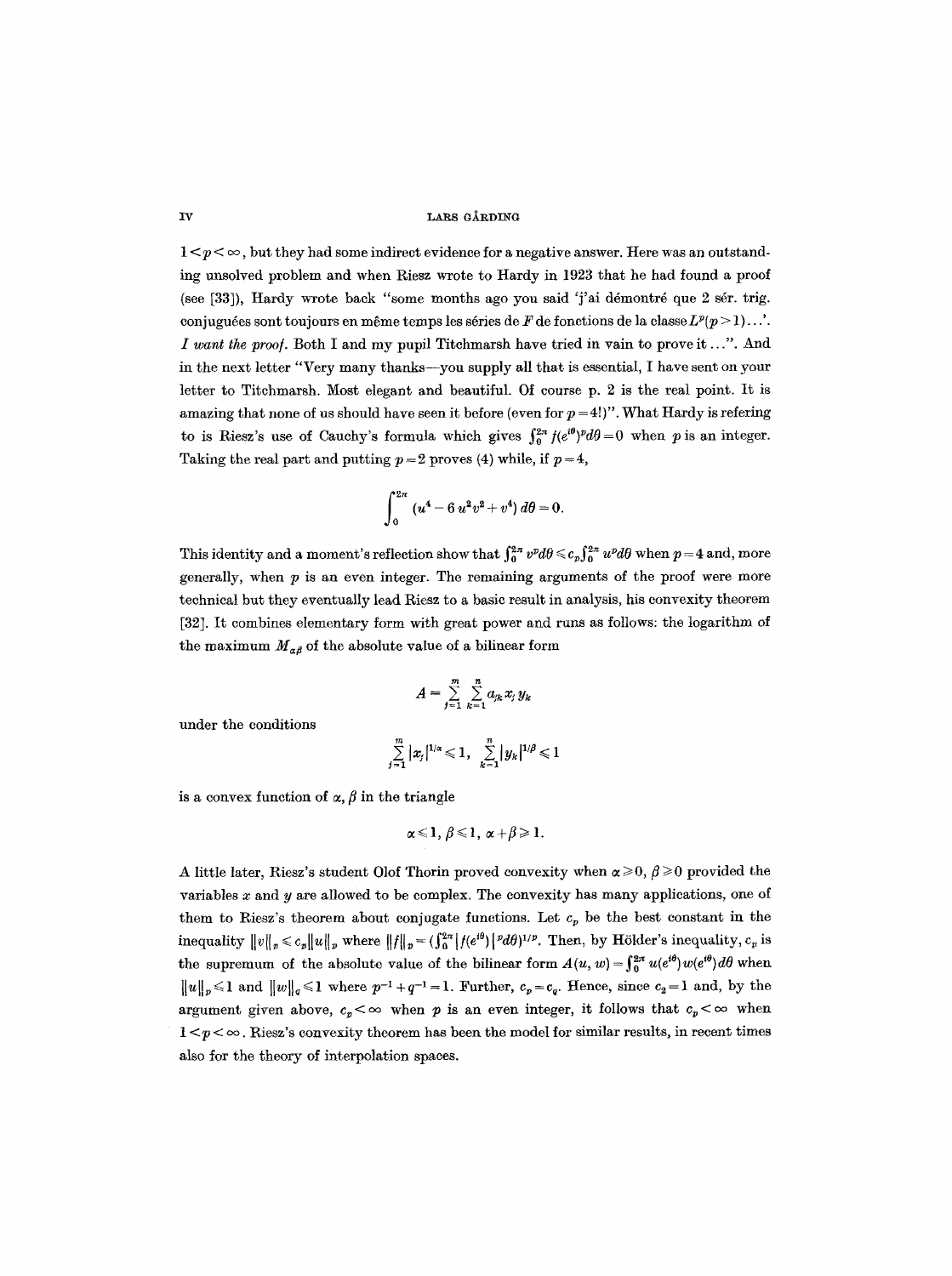$1 < p < \infty$, but they had some indirect evidence for a negative answer. Here was an outstanding unsolved problem and when Riesz wrote to Hardy in 1923 that he had found a proof (see [33]), Hardy wrote back "some months ago you said 'j'ai démontré que 2 sér. trig. conjuguées sont toujours en même temps les séries de $F$ de fonctions de la classe $L^p(p > 1)$...'. *I want the proof.* Both I and my pupil Titchmarsh have tried in vain to prove it ...". And in the next letter "Very many thanks—you supply all that is essential, I have sent on your letter to Titchmarsh. Most elegant and beautiful. Of course p. 2 is the real point. It is amazing that none of us should have seen it before (even for $p = 4$!)". What Hardy is refering to is Riesz's use of Cauchy's formula which gives $\int_0^{2\pi} f(e^{i\theta})^p d\theta = 0$ when $p$ is an integer. Taking the real part and putting $p = 2$ proves (4) while, if $p = 4$,

$$\int_0^{2\pi} (u^4 - 6\,u^2 v^2 + v^4)\, d\theta = 0.$$

This identity and a moment's reflection show that $\int_0^{2\pi} v^p d\theta \leqslant c_p \int_0^{2\pi} u^p d\theta$ when $p = 4$ and, more generally, when $p$ is an even integer. The remaining arguments of the proof were more technical but they eventually lead Riesz to a basic result in analysis, his convexity theorem [32]. It combines elementary form with great power and runs as follows: the logarithm of the maximum $M_{\alpha\beta}$ of the absolute value of a bilinear form

$$A = \sum_{j=1}^{m} \sum_{k=1}^{n} a_{jk} x_j y_k$$

under the conditions

$$\sum_{j=1}^{m} |x_j|^{1/\alpha} \leqslant 1, \quad \sum_{k=1}^{n} |y_k|^{1/\beta} \leqslant 1$$

is a convex function of $\alpha, \beta$ in the triangle

$$\alpha \leqslant 1, \; \beta \leqslant 1, \; \alpha + \beta \geqslant 1.$$

A little later, Riesz's student Olof Thorin proved convexity when $\alpha \geqslant 0$, $\beta \geqslant 0$ provided the variables $x$ and $y$ are allowed to be complex. The convexity has many applications, one of them to Riesz's theorem about conjugate functions. Let $c_p$ be the best constant in the inequality $\|v\|_p \leqslant c_p \|u\|_p$ where $\|f\|_p = (\int_0^{2\pi} |f(e^{i\theta})|^p d\theta)^{1/p}$. Then, by Hölder's inequality, $c_p$ is the supremum of the absolute value of the bilinear form $A(u, w) = \int_0^{2\pi} u(e^{i\theta}) w(e^{i\theta}) d\theta$ when $\|u\|_p \leqslant 1$ and $\|w\|_q \leqslant 1$ where $p^{-1} + q^{-1} = 1$. Further, $c_p = c_q$. Hence, since $c_2 = 1$ and, by the argument given above, $c_p < \infty$ when $p$ is an even integer, it follows that $c_p < \infty$ when $1 < p < \infty$. Riesz's convexity theorem has been the model for similar results, in recent times also for the theory of interpolation spaces.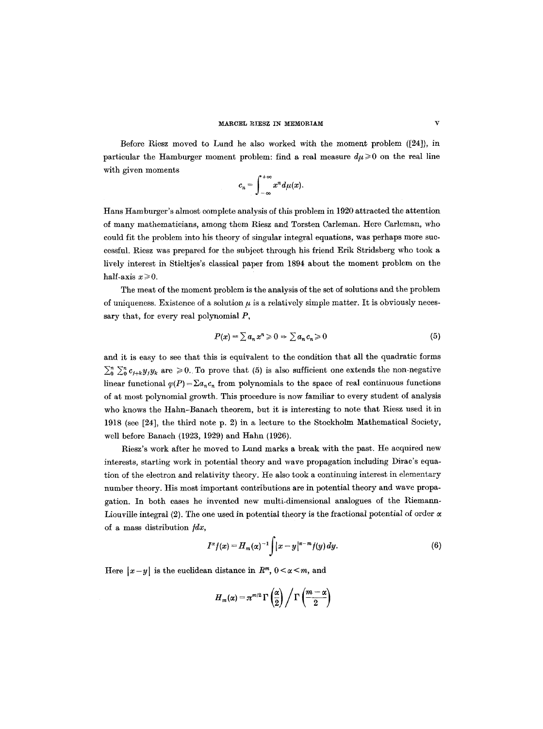Before Riesz moved to Lund he also worked with the moment problem ([24]), in particular the Hamburger moment problem: find a real measure $d\mu \geqslant 0$ on the real line with given moments

$$c_n = \int_{-\infty}^{+\infty} x^n d\mu(x).$$

Hans Hamburger's almost complete analysis of this problem in 1920 attracted the attention of many mathematicians, among them Riesz and Torsten Carleman. Here Carleman, who could fit the problem into his theory of singular integral equations, was perhaps more successful. Riesz was prepared for the subject through his friend Erik Stridsberg who took a lively interest in Stieltjes's classical paper from 1894 about the moment problem on the half-axis $x \geqslant 0$.

The meat of the moment problem is the analysis of the set of solutions and the problem of uniqueness. Existence of a solution $\mu$ is a relatively simple matter. It is obviously necessary that, for every real polynomial $P$,

$$P(x) = \sum a_n x^n \geqslant 0 \Rightarrow \sum a_n c_n \geqslant 0 \tag{5}$$

and it is easy to see that this is equivalent to the condition that all the quadratic forms $\sum_0^n \sum_0^n c_{j+k} y_j y_k$ are $\geqslant 0$. To prove that (5) is also sufficient one extends the non-negative linear functional $\varphi(P) = \Sigma a_n c_n$ from polynomials to the space of real continuous functions of at most polynomial growth. This procedure is now familiar to every student of analysis who knows the Hahn-Banach theorem, but it is interesting to note that Riesz used it in 1918 (see [24], the third note p. 2) in a lecture to the Stockholm Mathematical Society, well before Banach (1923, 1929) and Hahn (1926).

Riesz's work after he moved to Lund marks a break with the past. He acquired new interests, starting work in potential theory and wave propagation including Dirac's equation of the electron and relativity theory. He also took a continuing interest in elementary number theory. His most important contributions are in potential theory and wave propagation. In both cases he invented new multi-dimensional analogues of the Riemann-Liouville integral (2). The one used in potential theory is the fractional potential of order $\alpha$ of a mass distribution $f dx$,

$$I^\alpha f(x) = H_m(\alpha)^{-1} \int |x-y|^{\alpha - m} f(y)\, dy. \tag{6}$$

Here $|x-y|$ is the euclidean distance in $R^m$, $0 < \alpha < m$, and

$$H_m(\alpha) = \pi^{m/2} \Gamma\left(\frac{\alpha}{2}\right) \Big/ \Gamma\left(\frac{m-\alpha}{2}\right)$$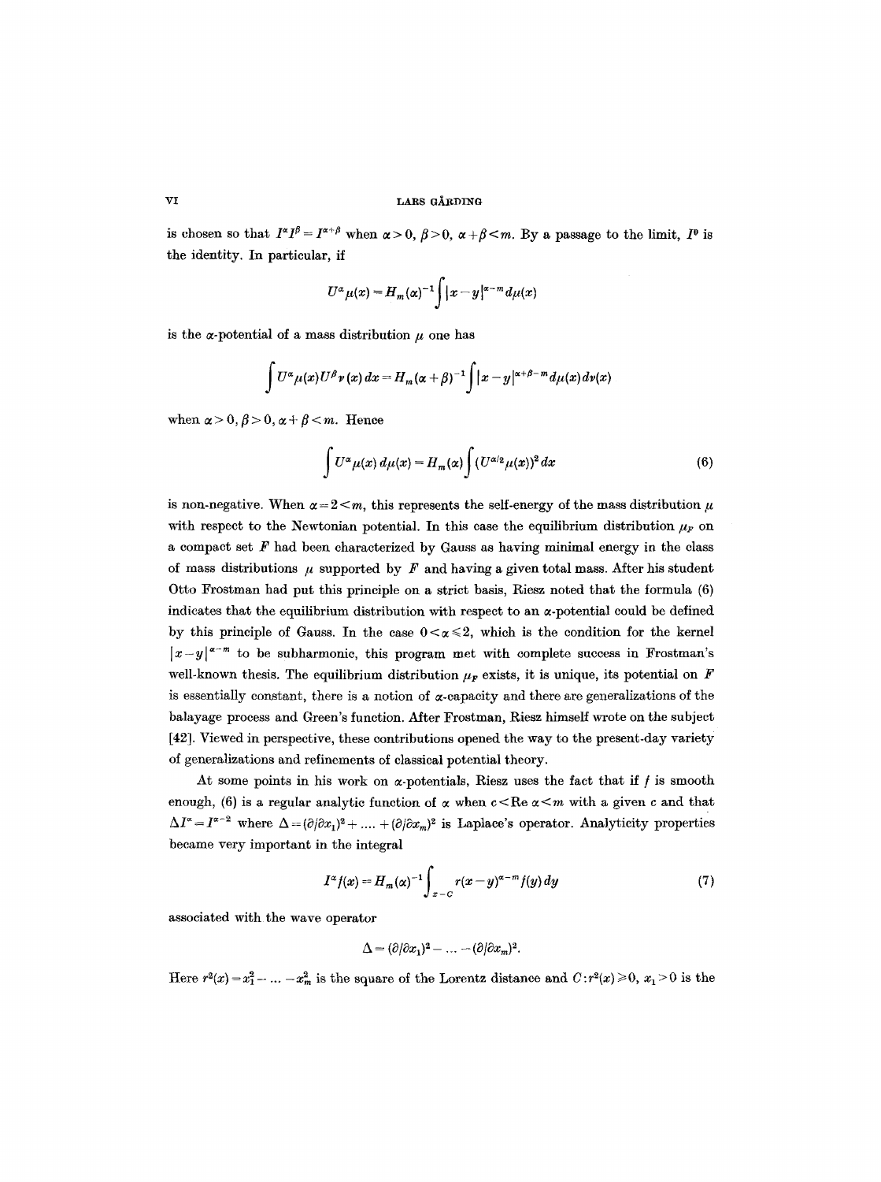is chosen so that $I^\alpha I^\beta = I^{\alpha+\beta}$ when $\alpha > 0$, $\beta > 0$, $\alpha + \beta < m$. By a passage to the limit, $I^0$ is the identity. In particular, if

$$U^\alpha \mu(x) = H_m(\alpha)^{-1} \int |x - y|^{\alpha - m} d\mu(x)$$

is the $\alpha$-potential of a mass distribution $\mu$ one has

$$\int U^\alpha \mu(x) U^\beta \nu(x)\, dx = H_m(\alpha + \beta)^{-1} \int |x - y|^{\alpha+\beta-m} d\mu(x)\, d\nu(x)$$

when $\alpha > 0$, $\beta > 0$, $\alpha + \beta < m$. Hence

$$\int U^\alpha \mu(x)\, d\mu(x) = H_m(\alpha) \int (U^{\alpha/2} \mu(x))^2\, dx \tag{6}$$

is non-negative. When $\alpha = 2 < m$, this represents the self-energy of the mass distribution $\mu$ with respect to the Newtonian potential. In this case the equilibrium distribution $\mu_F$ on a compact set $F$ had been characterized by Gauss as having minimal energy in the class of mass distributions $\mu$ supported by $F$ and having a given total mass. After his student Otto Frostman had put this principle on a strict basis, Riesz noted that the formula (6) indicates that the equilibrium distribution with respect to an $\alpha$-potential could be defined by this principle of Gauss. In the case $0 < \alpha \leqslant 2$, which is the condition for the kernel $|x - y|^{\alpha - m}$ to be subharmonic, this program met with complete success in Frostman's well-known thesis. The equilibrium distribution $\mu_F$ exists, it is unique, its potential on $F$ is essentially constant, there is a notion of $\alpha$-capacity and there are generalizations of the balayage process and Green's function. After Frostman, Riesz himself wrote on the subject [42]. Viewed in perspective, these contributions opened the way to the present-day variety of generalizations and refinements of classical potential theory.

At some points in his work on $\alpha$-potentials, Riesz uses the fact that if $f$ is smooth enough, (6) is a regular analytic function of $\alpha$ when $c < \operatorname{Re} \alpha < m$ with a given $c$ and that $\Delta I^\alpha = I^{\alpha - 2}$ where $\Delta = (\partial/\partial x_1)^2 + \ldots + (\partial/\partial x_m)^2$ is Laplace's operator. Analyticity properties became very important in the integral

$$I^\alpha f(x) = H_m(\alpha)^{-1} \int_{x - C} r(x - y)^{\alpha - m} f(y)\, dy \tag{7}$$

associated with the wave operator

$$\Delta = (\partial/\partial x_1)^2 - \ldots - (\partial/\partial x_m)^2.$$

Here $r^2(x) = x_1^2 - \ldots - x_m^2$ is the square of the Lorentz distance and $C: r^2(x) \geqslant 0$, $x_1 > 0$ is the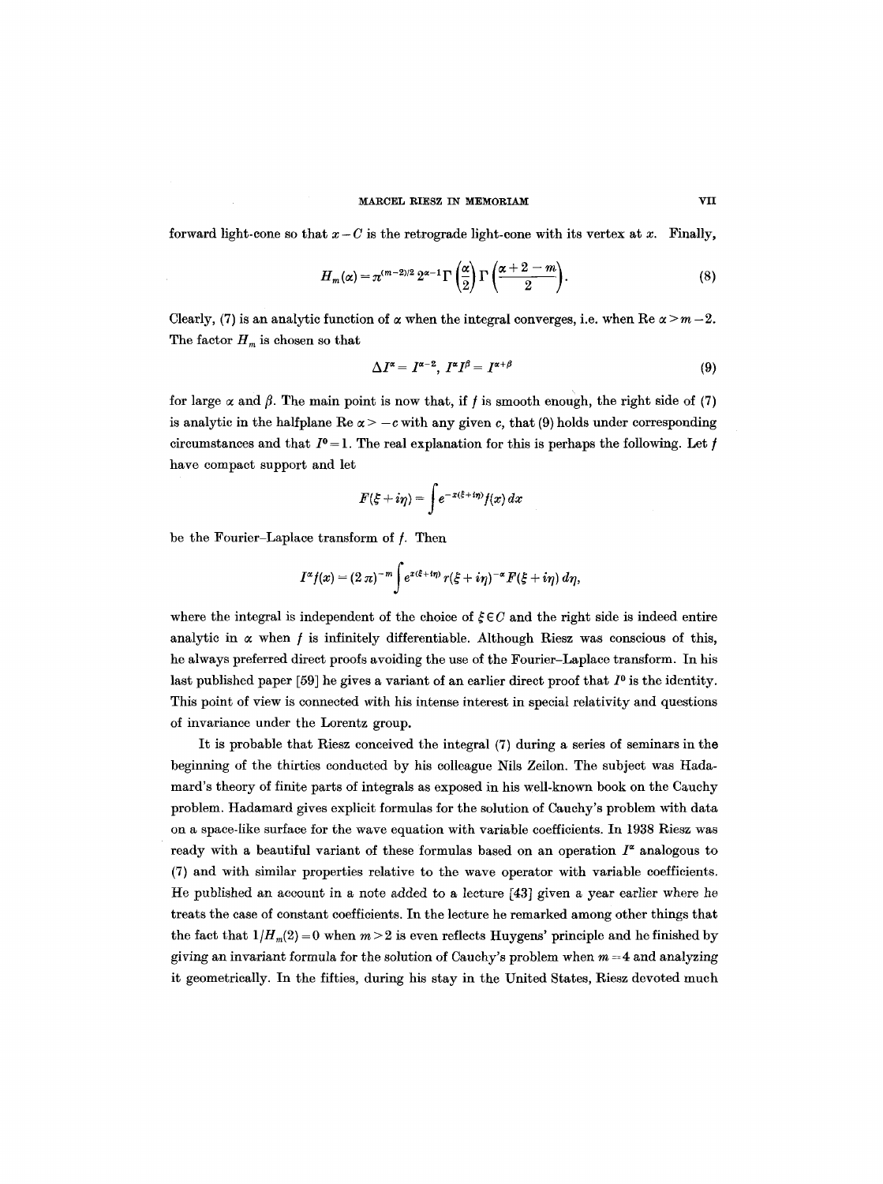forward light-cone so that $x - C$ is the retrograde light-cone with its vertex at $x$. Finally,

$$H_m(\alpha) = \pi^{(m-2)/2}\, 2^{\alpha-1}\,\Gamma\left(\frac{\alpha}{2}\right)\Gamma\left(\frac{\alpha+2-m}{2}\right). \tag{8}$$

Clearly, (7) is an analytic function of $\alpha$ when the integral converges, i.e. when $\operatorname{Re} \alpha > m - 2$. The factor $H_m$ is chosen so that

$$\Delta I^{\alpha} = I^{\alpha-2}, \; I^{\alpha} I^{\beta} = I^{\alpha+\beta} \tag{9}$$

for large $\alpha$ and $\beta$. The main point is now that, if $f$ is smooth enough, the right side of (7) is analytic in the halfplane $\operatorname{Re} \alpha > -c$ with any given $c$, that (9) holds under corresponding circumstances and that $I^0 = 1$. The real explanation for this is perhaps the following. Let $f$ have compact support and let

$$F(\xi + i\eta) = \int e^{-x(\xi+i\eta)} f(x)\, dx$$

be the Fourier–Laplace transform of $f$. Then

$$I^{\alpha} f(x) = (2\pi)^{-m} \int e^{x(\xi+i\eta)}\, r(\xi + i\eta)^{-\alpha} F(\xi + i\eta)\, d\eta,$$

where the integral is independent of the choice of $\xi \in C$ and the right side is indeed entire analytic in $\alpha$ when $f$ is infinitely differentiable. Although Riesz was conscious of this, he always preferred direct proofs avoiding the use of the Fourier–Laplace transform. In his last published paper [59] he gives a variant of an earlier direct proof that $I^0$ is the identity. This point of view is connected with his intense interest in special relativity and questions of invariance under the Lorentz group.

It is probable that Riesz conceived the integral (7) during a series of seminars in the beginning of the thirties conducted by his colleague Nils Zeilon. The subject was Hadamard's theory of finite parts of integrals as exposed in his well-known book on the Cauchy problem. Hadamard gives explicit formulas for the solution of Cauchy's problem with data on a space-like surface for the wave equation with variable coefficients. In 1938 Riesz was ready with a beautiful variant of these formulas based on an operation $I^{\alpha}$ analogous to (7) and with similar properties relative to the wave operator with variable coefficients. He published an account in a note added to a lecture [43] given a year earlier where he treats the case of constant coefficients. In the lecture he remarked among other things that the fact that $1/H_m(2) = 0$ when $m > 2$ is even reflects Huygens' principle and he finished by giving an invariant formula for the solution of Cauchy's problem when $m = 4$ and analyzing it geometrically. In the fifties, during his stay in the United States, Riesz devoted much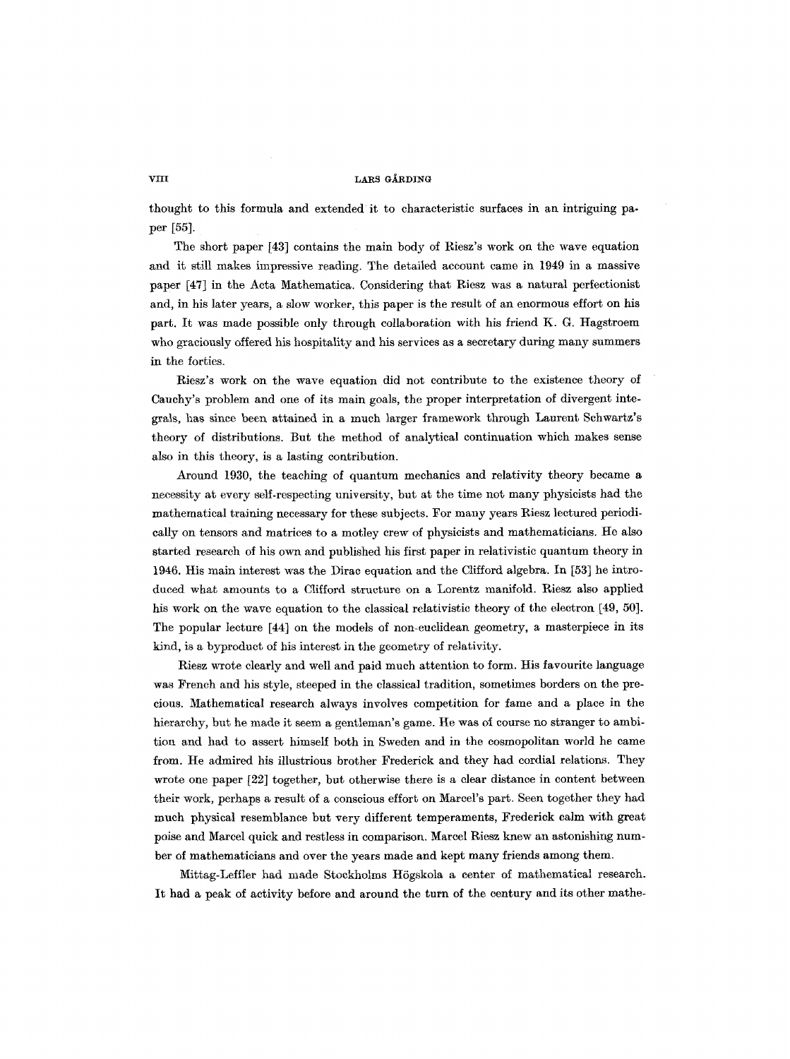thought to this formula and extended it to characteristic surfaces in an intriguing paper [55].

The short paper [43] contains the main body of Riesz's work on the wave equation and it still makes impressive reading. The detailed account came in 1949 in a massive paper [47] in the Acta Mathematica. Considering that Riesz was a natural perfectionist and, in his later years, a slow worker, this paper is the result of an enormous effort on his part. It was made possible only through collaboration with his friend K. G. Hagstroem who graciously offered his hospitality and his services as a secretary during many summers in the forties.

Riesz's work on the wave equation did not contribute to the existence theory of Cauchy's problem and one of its main goals, the proper interpretation of divergent integrals, has since been attained in a much larger framework through Laurent Schwartz's theory of distributions. But the method of analytical continuation which makes sense also in this theory, is a lasting contribution.

Around 1930, the teaching of quantum mechanics and relativity theory became a necessity at every self-respecting university, but at the time not many physicists had the mathematical training necessary for these subjects. For many years Riesz lectured periodically on tensors and matrices to a motley crew of physicists and mathematicians. He also started research of his own and published his first paper in relativistic quantum theory in 1946. His main interest was the Dirac equation and the Clifford algebra. In [53] he introduced what amounts to a Clifford structure on a Lorentz manifold. Riesz also applied his work on the wave equation to the classical relativistic theory of the electron [49, 50]. The popular lecture [44] on the models of non-euclidean geometry, a masterpiece in its kind, is a byproduct of his interest in the geometry of relativity.

Riesz wrote clearly and well and paid much attention to form. His favourite language was French and his style, steeped in the classical tradition, sometimes borders on the precious. Mathematical research always involves competition for fame and a place in the hierarchy, but he made it seem a gentleman's game. He was of course no stranger to ambition and had to assert himself both in Sweden and in the cosmopolitan world he came from. He admired his illustrious brother Frederick and they had cordial relations. They wrote one paper [22] together, but otherwise there is a clear distance in content between their work, perhaps a result of a conscious effort on Marcel's part. Seen together they had much physical resemblance but very different temperaments, Frederick calm with great poise and Marcel quick and restless in comparison. Marcel Riesz knew an astonishing number of mathematicians and over the years made and kept many friends among them.

Mittag-Leffler had made Stockholms Högskola a center of mathematical research. It had a peak of activity before and around the turn of the century and its other mathe-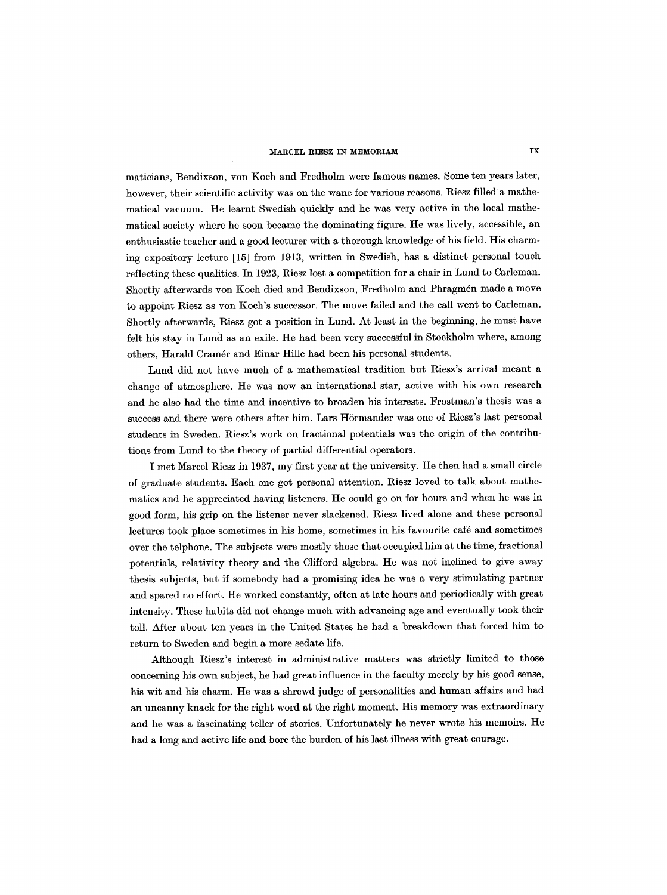maticians, Bendixson, von Koch and Fredholm were famous names. Some ten years later, however, their scientific activity was on the wane for various reasons. Riesz filled a mathematical vacuum. He learnt Swedish quickly and he was very active in the local mathematical society where he soon became the dominating figure. He was lively, accessible, an enthusiastic teacher and a good lecturer with a thorough knowledge of his field. His charming expository lecture [15] from 1913, written in Swedish, has a distinct personal touch reflecting these qualities. In 1923, Riesz lost a competition for a chair in Lund to Carleman. Shortly afterwards von Koch died and Bendixson, Fredholm and Phragmén made a move to appoint Riesz as von Koch's successor. The move failed and the call went to Carleman. Shortly afterwards, Riesz got a position in Lund. At least in the beginning, he must have felt his stay in Lund as an exile. He had been very successful in Stockholm where, among others, Harald Cramér and Einar Hille had been his personal students.

Lund did not have much of a mathematical tradition but Riesz's arrival meant a change of atmosphere. He was now an international star, active with his own research and he also had the time and incentive to broaden his interests. Frostman's thesis was a success and there were others after him. Lars Hörmander was one of Riesz's last personal students in Sweden. Riesz's work on fractional potentials was the origin of the contributions from Lund to the theory of partial differential operators.

I met Marcel Riesz in 1937, my first year at the university. He then had a small circle of graduate students. Each one got personal attention. Riesz loved to talk about mathematics and he appreciated having listeners. He could go on for hours and when he was in good form, his grip on the listener never slackened. Riesz lived alone and these personal lectures took place sometimes in his home, sometimes in his favourite café and sometimes over the telphone. The subjects were mostly those that occupied him at the time, fractional potentials, relativity theory and the Clifford algebra. He was not inclined to give away thesis subjects, but if somebody had a promising idea he was a very stimulating partner and spared no effort. He worked constantly, often at late hours and periodically with great intensity. These habits did not change much with advancing age and eventually took their toll. After about ten years in the United States he had a breakdown that forced him to return to Sweden and begin a more sedate life.

Although Riesz's interest in administrative matters was strictly limited to those concerning his own subject, he had great influence in the faculty merely by his good sense, his wit and his charm. He was a shrewd judge of personalities and human affairs and had an uncanny knack for the right word at the right moment. His memory was extraordinary and he was a fascinating teller of stories. Unfortunately he never wrote his memoirs. He had a long and active life and bore the burden of his last illness with great courage.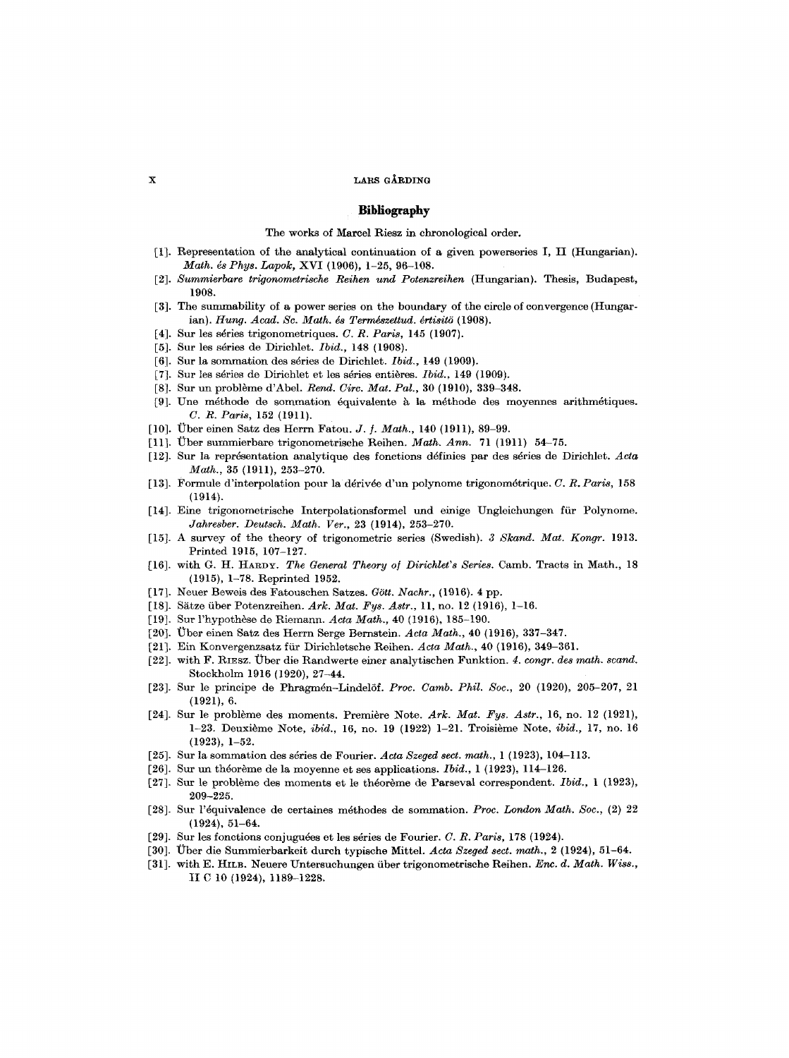## Bibliography

The works of Marcel Riesz in chronological order.

[1]. Representation of the analytical continuation of a given powerseries I, II (Hungarian). *Math. és Phys. Lapok*, XVI (1906), 1–25, 96–108.

[2]. *Summierbare trigonometrische Reihen und Potenzreihen* (Hungarian). Thesis, Budapest, 1908.

[3]. The summability of a power series on the boundary of the circle of convergence (Hungarian). *Hung. Acad. Sc. Math. és Természettud. értisitö* (1908).

[4]. Sur les séries trigonometriques. *C. R. Paris*, 145 (1907).

[5]. Sur les séries de Dirichlet. *Ibid.*, 148 (1908).

[6]. Sur la sommation des séries de Dirichlet. *Ibid.*, 149 (1909).

[7]. Sur les séries de Dirichlet et les séries entières. *Ibid.*, 149 (1909).

[8]. Sur un problème d'Abel. *Rend. Circ. Mat. Pal.*, 30 (1910), 339–348.

[9]. Une méthode de sommation équivalente à la méthode des moyennes arithmétiques. *C. R. Paris*, 152 (1911).

[10]. Über einen Satz des Herrn Fatou. *J. f. Math.*, 140 (1911), 89–99.

[11]. Über summierbare trigonometrische Reihen. *Math. Ann.* 71 (1911) 54–75.

[12]. Sur la représentation analytique des fonctions définies par des séries de Dirichlet. *Acta Math.*, 35 (1911), 253–270.

[13]. Formule d'interpolation pour la dérivée d'un polynome trigonométrique. *C. R. Paris*, 158 (1914).

[14]. Eine trigonometrische Interpolationsformel und einige Ungleichungen für Polynome. *Jahresber. Deutsch. Math. Ver.*, 23 (1914), 253–270.

[15]. A survey of the theory of trigonometric series (Swedish). *3 Skand. Mat. Kongr.* 1913. Printed 1915, 107–127.

[16]. with G. H. Hardy. *The General Theory of Dirichlet's Series.* Camb. Tracts in Math., 18 (1915), 1–78. Reprinted 1952.

[17]. Neuer Beweis des Fatouschen Satzes. *Gött. Nachr.*, (1916). 4 pp.

[18]. Sätze über Potenzreihen. *Ark. Mat. Fys. Astr.*, 11, no. 12 (1916), 1–16.

[19]. Sur l'hypothèse de Riemann. *Acta Math.*, 40 (1916), 185–190.

[20]. Über einen Satz des Herrn Serge Bernstein. *Acta Math.*, 40 (1916), 337–347.

[21]. Ein Konvergenzsatz für Dirichletsche Reihen. *Acta Math.*, 40 (1916), 349–361.

[22]. with F. Riesz. Über die Randwerte einer analytischen Funktion. *4. congr. des math. scand.* Stockholm 1916 (1920), 27–44.

[23]. Sur le principe de Phragmén–Lindelöf. *Proc. Camb. Phil. Soc.*, 20 (1920), 205–207, 21 (1921), 6.

[24]. Sur le problème des moments. Première Note. *Ark. Mat. Fys. Astr.*, 16, no. 12 (1921), 1–23. Deuxième Note, *ibid.*, 16, no. 19 (1922) 1–21. Troisième Note, *ibid.*, 17, no. 16 (1923), 1–52.

[25]. Sur la sommation des séries de Fourier. *Acta Szeged sect. math.*, 1 (1923), 104–113.

[26]. Sur un théorème de la moyenne et ses applications. *Ibid.*, 1 (1923), 114–126.

[27]. Sur le problème des moments et le théorème de Parseval correspondent. *Ibid.*, 1 (1923), 209–225.

[28]. Sur l'équivalence de certaines méthodes de sommation. *Proc. London Math. Soc.*, (2) 22 (1924), 51–64.

[29]. Sur les fonctions conjuguées et les séries de Fourier. *C. R. Paris*, 178 (1924).

[30]. Über die Summierbarkeit durch typische Mittel. *Acta Szeged sect. math.*, 2 (1924), 51–64.

[31]. with E. Hilb. Neuere Untersuchungen über trigonometrische Reihen. *Enc. d. Math. Wiss.*, II C 10 (1924), 1189–1228.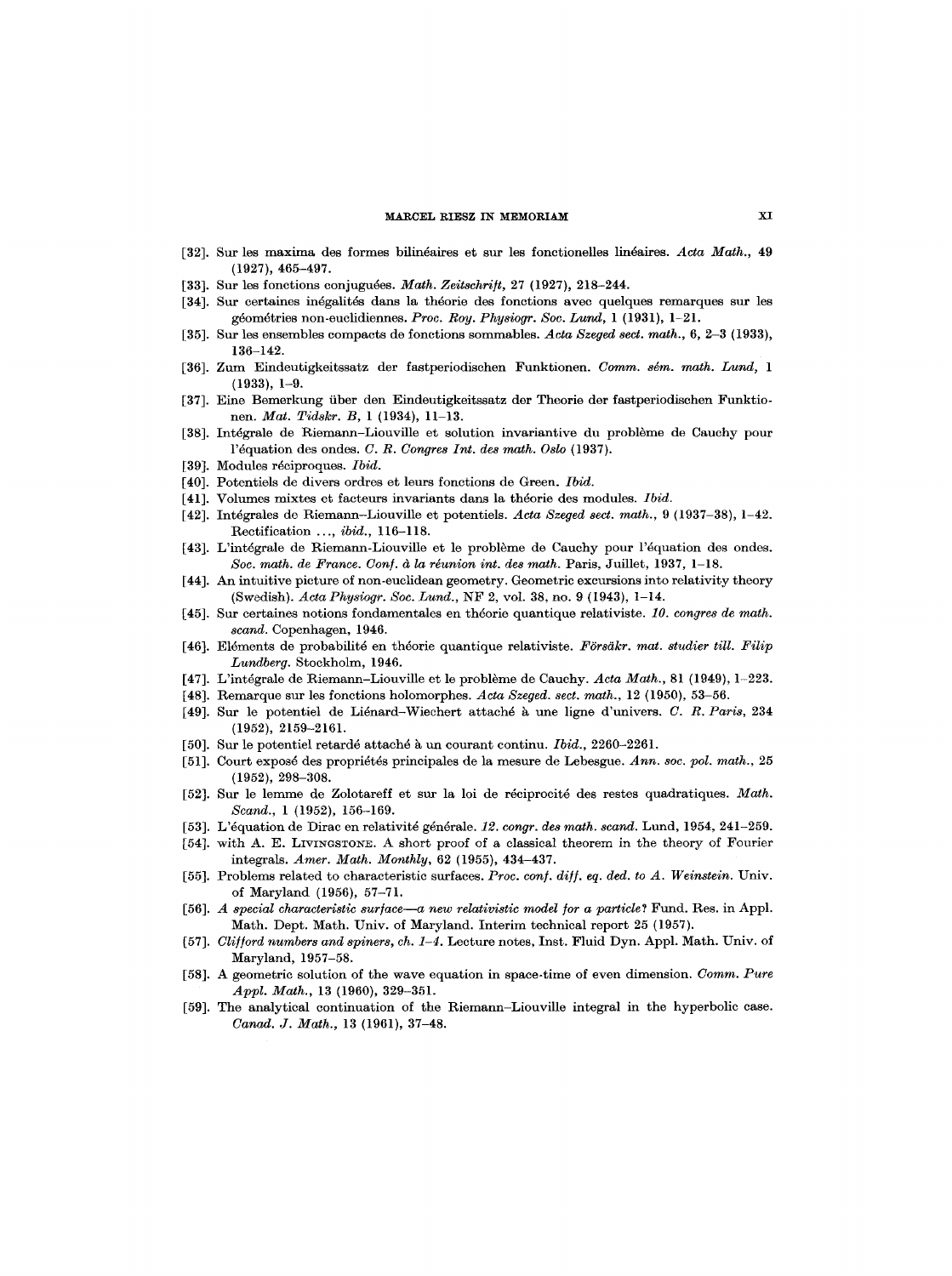[32]. Sur les maxima des formes bilinéaires et sur les fonctionelles linéaires. *Acta Math.*, 49 (1927), 465–497.

[33]. Sur les fonctions conjuguées. *Math. Zeitschrift*, 27 (1927), 218–244.

[34]. Sur certaines inégalités dans la théorie des fonctions avec quelques remarques sur les géométries non-euclidiennes. *Proc. Roy. Physiogr. Soc. Lund*, 1 (1931), 1–21.

[35]. Sur les ensembles compacts de fonctions sommables. *Acta Szeged sect. math.*, 6, 2–3 (1933), 136–142.

[36]. Zum Eindeutigkeitssatz der fastperiodischen Funktionen. *Comm. sém. math. Lund*, 1 (1933), 1–9.

[37]. Eine Bemerkung über den Eindeutigkeitssatz der Theorie der fastperiodischen Funktionen. *Mat. Tidskr. B*, 1 (1934), 11–13.

[38]. Intégrale de Riemann–Liouville et solution invariantive du problème de Cauchy pour l'équation des ondes. *C. R. Congres Int. des math. Oslo* (1937).

[39]. Modules réciproques. *Ibid.*

[40]. Potentiels de divers ordres et leurs fonctions de Green. *Ibid.*

[41]. Volumes mixtes et facteurs invariants dans la théorie des modules. *Ibid.*

[42]. Intégrales de Riemann–Liouville et potentiels. *Acta Szeged sect. math.*, 9 (1937–38), 1–42. Rectification ..., *ibid.*, 116–118.

[43]. L'intégrale de Riemann–Liouville et le problème de Cauchy pour l'équation des ondes. *Soc. math. de France. Conf. à la réunion int. des math.* Paris, Juillet, 1937, 1–18.

[44]. An intuitive picture of non-euclidean geometry. Geometric excursions into relativity theory (Swedish). *Acta Physiogr. Soc. Lund.*, NF 2, vol. 38, no. 9 (1943), 1–14.

[45]. Sur certaines notions fondamentales en théorie quantique relativiste. *10. congres de math. scand.* Copenhagen, 1946.

[46]. Eléments de probabilité en théorie quantique relativiste. *Försäkr. mat. studier till. Filip Lundberg.* Stockholm, 1946.

[47]. L'intégrale de Riemann–Liouville et le problème de Cauchy. *Acta Math.*, 81 (1949), 1–223.

[48]. Remarque sur les fonctions holomorphes. *Acta Szeged. sect. math.*, 12 (1950), 53–56.

[49]. Sur le potentiel de Liénard–Wiechert attaché à une ligne d'univers. *C. R. Paris*, 234 (1952), 2159–2161.

[50]. Sur le potentiel retardé attaché à un courant continu. *Ibid.*, 2260–2261.

[51]. Court exposé des propriétés principales de la mesure de Lebesgue. *Ann. soc. pol. math.*, 25 (1952), 298–308.

[52]. Sur le lemme de Zolotareff et sur la loi de réciprocité des restes quadratiques. *Math. Scand.*, 1 (1952), 156–169.

[53]. L'équation de Dirac en relativité générale. *12. congr. des math. scand.* Lund, 1954, 241–259.

[54]. with A. E. Livingstone. A short proof of a classical theorem in the theory of Fourier integrals. *Amer. Math. Monthly*, 62 (1955), 434–437.

[55]. Problems related to characteristic surfaces. *Proc. conf. diff. eq. ded. to A. Weinstein.* Univ. of Maryland (1956), 57–71.

[56]. *A special characteristic surface—a new relativistic model for a particle?* Fund. Res. in Appl. Math. Dept. Math. Univ. of Maryland. Interim technical report 25 (1957).

[57]. *Clifford numbers and spiners, ch. 1–4.* Lecture notes, Inst. Fluid Dyn. Appl. Math. Univ. of Maryland, 1957–58.

[58]. A geometric solution of the wave equation in space-time of even dimension. *Comm. Pure Appl. Math.*, 13 (1960), 329–351.

[59]. The analytical continuation of the Riemann–Liouville integral in the hyperbolic case. *Canad. J. Math.*, 13 (1961), 37–48.